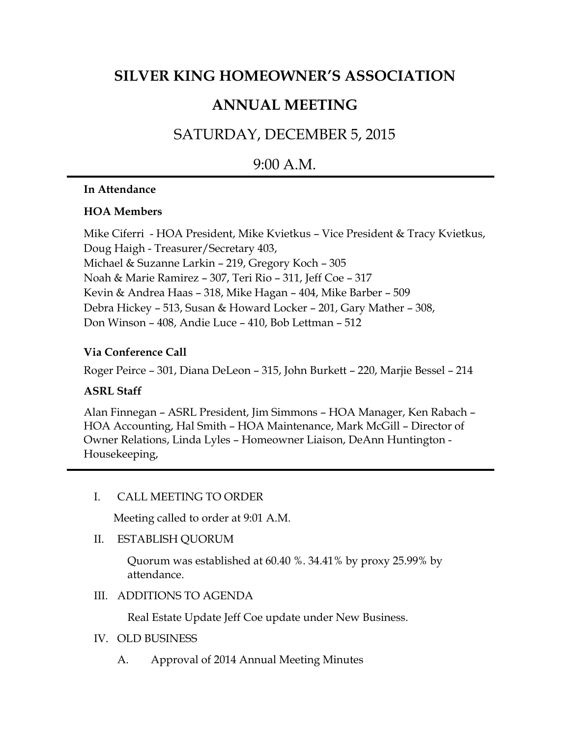# SILVER KING HOMEOWNER'S ASSOCIATION

# ANNUAL MEETING

## SATURDAY, DECEMBER 5, 2015

## 9:00 A.M.

---

**In Attendance**

**HOA Members**

Mike Ciferri - HOA President, Mike Kvietkus – Vice President & Tracy Kvietkus,
Doug Haigh - Treasurer/Secretary 403,
Michael & Suzanne Larkin – 219, Gregory Koch – 305
Noah & Marie Ramirez – 307, Teri Rio – 311, Jeff Coe – 317
Kevin & Andrea Haas – 318, Mike Hagan – 404, Mike Barber – 509
Debra Hickey – 513, Susan & Howard Locker – 201, Gary Mather – 308,
Don Winson – 408, Andie Luce – 410, Bob Lettman – 512

**Via Conference Call**

Roger Peirce – 301, Diana DeLeon – 315, John Burkett – 220, Marjie Bessel – 214

**ASRL Staff**

Alan Finnegan – ASRL President, Jim Simmons – HOA Manager, Ken Rabach – HOA Accounting, Hal Smith – HOA Maintenance, Mark McGill – Director of Owner Relations, Linda Lyles – Homeowner Liaison, DeAnn Huntington - Housekeeping,

---

I. CALL MEETING TO ORDER

Meeting called to order at 9:01 A.M.

II. ESTABLISH QUORUM

Quorum was established at 60.40 %. 34.41% by proxy 25.99% by attendance.

III. ADDITIONS TO AGENDA

Real Estate Update Jeff Coe update under New Business.

IV. OLD BUSINESS

A. Approval of 2014 Annual Meeting Minutes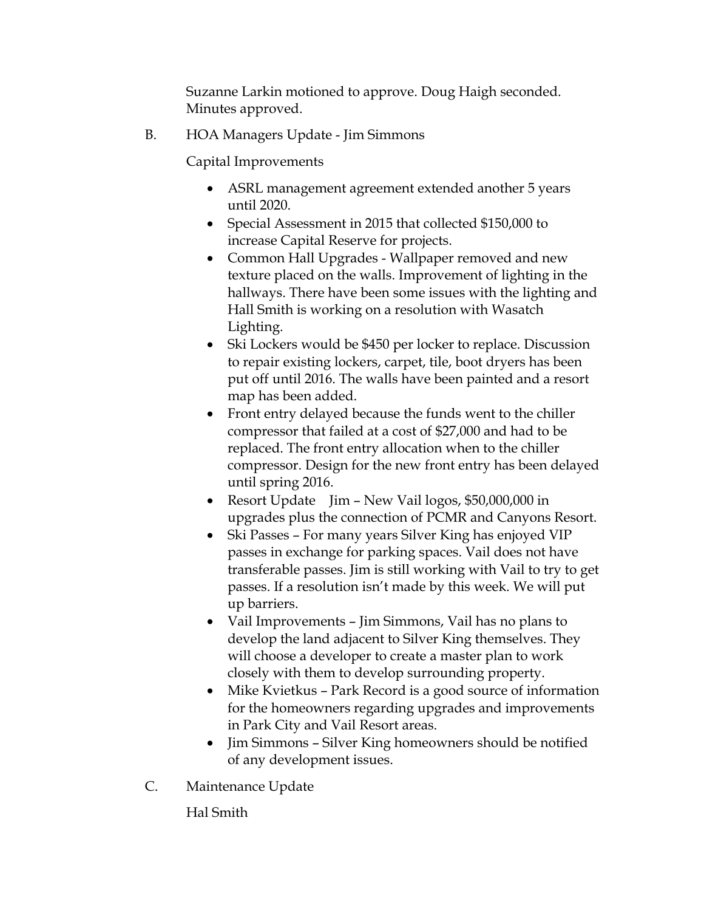Suzanne Larkin motioned to approve. Doug Haigh seconded. Minutes approved.

B. HOA Managers Update - Jim Simmons

Capital Improvements

- ASRL management agreement extended another 5 years until 2020.
- Special Assessment in 2015 that collected $150,000 to increase Capital Reserve for projects.
- Common Hall Upgrades - Wallpaper removed and new texture placed on the walls. Improvement of lighting in the hallways. There have been some issues with the lighting and Hall Smith is working on a resolution with Wasatch Lighting.
- Ski Lockers would be $450 per locker to replace. Discussion to repair existing lockers, carpet, tile, boot dryers has been put off until 2016. The walls have been painted and a resort map has been added.
- Front entry delayed because the funds went to the chiller compressor that failed at a cost of $27,000 and had to be replaced. The front entry allocation when to the chiller compressor. Design for the new front entry has been delayed until spring 2016.
- Resort Update Jim – New Vail logos, $50,000,000 in upgrades plus the connection of PCMR and Canyons Resort.
- Ski Passes – For many years Silver King has enjoyed VIP passes in exchange for parking spaces. Vail does not have transferable passes. Jim is still working with Vail to try to get passes. If a resolution isn't made by this week. We will put up barriers.
- Vail Improvements – Jim Simmons, Vail has no plans to develop the land adjacent to Silver King themselves. They will choose a developer to create a master plan to work closely with them to develop surrounding property.
- Mike Kvietkus – Park Record is a good source of information for the homeowners regarding upgrades and improvements in Park City and Vail Resort areas.
- Jim Simmons – Silver King homeowners should be notified of any development issues.

C. Maintenance Update

Hal Smith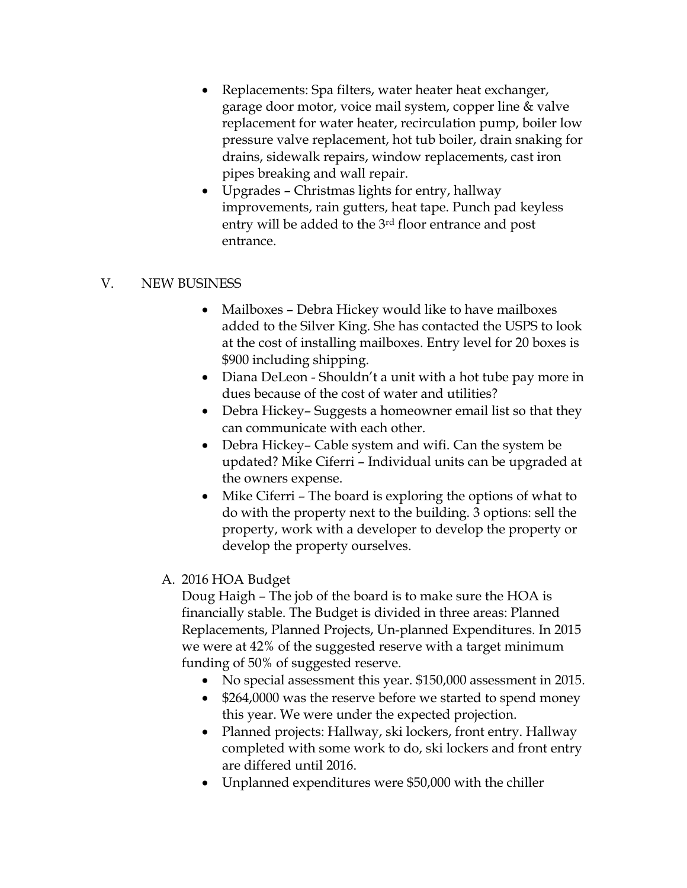- Replacements: Spa filters, water heater heat exchanger, garage door motor, voice mail system, copper line & valve replacement for water heater, recirculation pump, boiler low pressure valve replacement, hot tub boiler, drain snaking for drains, sidewalk repairs, window replacements, cast iron pipes breaking and wall repair.
- Upgrades – Christmas lights for entry, hallway improvements, rain gutters, heat tape. Punch pad keyless entry will be added to the 3rd floor entrance and post entrance.

## V. NEW BUSINESS

- Mailboxes – Debra Hickey would like to have mailboxes added to the Silver King. She has contacted the USPS to look at the cost of installing mailboxes. Entry level for 20 boxes is $900 including shipping.
- Diana DeLeon - Shouldn't a unit with a hot tube pay more in dues because of the cost of water and utilities?
- Debra Hickey– Suggests a homeowner email list so that they can communicate with each other.
- Debra Hickey– Cable system and wifi. Can the system be updated? Mike Ciferri – Individual units can be upgraded at the owners expense.
- Mike Ciferri – The board is exploring the options of what to do with the property next to the building. 3 options: sell the property, work with a developer to develop the property or develop the property ourselves.

### A. 2016 HOA Budget

Doug Haigh – The job of the board is to make sure the HOA is financially stable. The Budget is divided in three areas: Planned Replacements, Planned Projects, Un-planned Expenditures. In 2015 we were at 42% of the suggested reserve with a target minimum funding of 50% of suggested reserve.

- No special assessment this year. $150,000 assessment in 2015.
- $264,0000 was the reserve before we started to spend money this year. We were under the expected projection.
- Planned projects: Hallway, ski lockers, front entry. Hallway completed with some work to do, ski lockers and front entry are differed until 2016.
- Unplanned expenditures were $50,000 with the chiller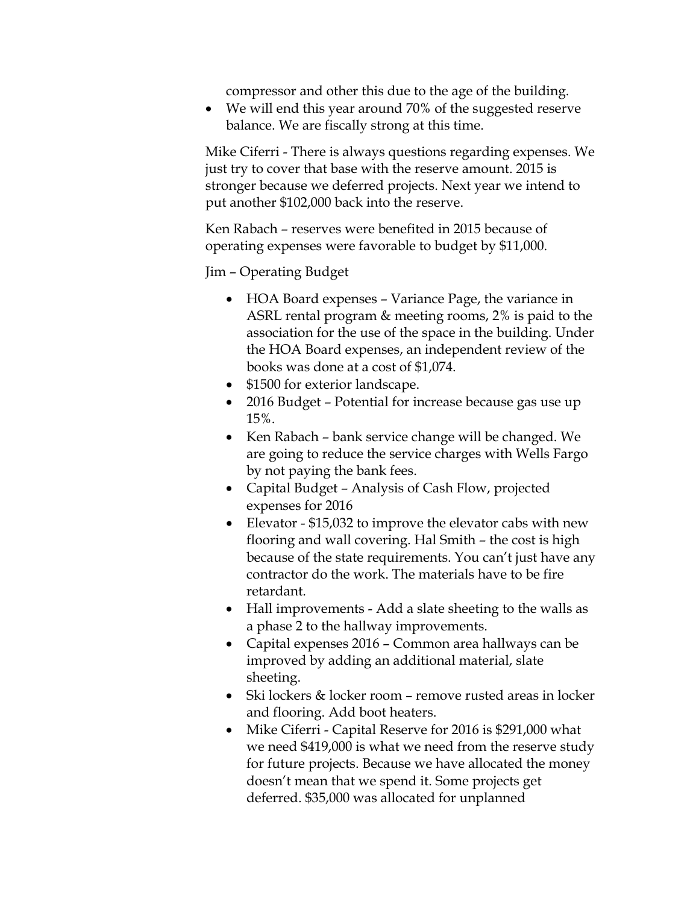compressor and other this due to the age of the building.

- We will end this year around 70% of the suggested reserve balance. We are fiscally strong at this time.

Mike Ciferri - There is always questions regarding expenses. We just try to cover that base with the reserve amount. 2015 is stronger because we deferred projects. Next year we intend to put another $102,000 back into the reserve.

Ken Rabach – reserves were benefited in 2015 because of operating expenses were favorable to budget by $11,000.

Jim – Operating Budget

- HOA Board expenses – Variance Page, the variance in ASRL rental program & meeting rooms, 2% is paid to the association for the use of the space in the building. Under the HOA Board expenses, an independent review of the books was done at a cost of $1,074.
- $1500 for exterior landscape.
- 2016 Budget – Potential for increase because gas use up 15%.
- Ken Rabach – bank service change will be changed. We are going to reduce the service charges with Wells Fargo by not paying the bank fees.
- Capital Budget – Analysis of Cash Flow, projected expenses for 2016
- Elevator - $15,032 to improve the elevator cabs with new flooring and wall covering. Hal Smith – the cost is high because of the state requirements. You can't just have any contractor do the work. The materials have to be fire retardant.
- Hall improvements - Add a slate sheeting to the walls as a phase 2 to the hallway improvements.
- Capital expenses 2016 – Common area hallways can be improved by adding an additional material, slate sheeting.
- Ski lockers & locker room – remove rusted areas in locker and flooring. Add boot heaters.
- Mike Ciferri - Capital Reserve for 2016 is $291,000 what we need $419,000 is what we need from the reserve study for future projects. Because we have allocated the money doesn't mean that we spend it. Some projects get deferred. $35,000 was allocated for unplanned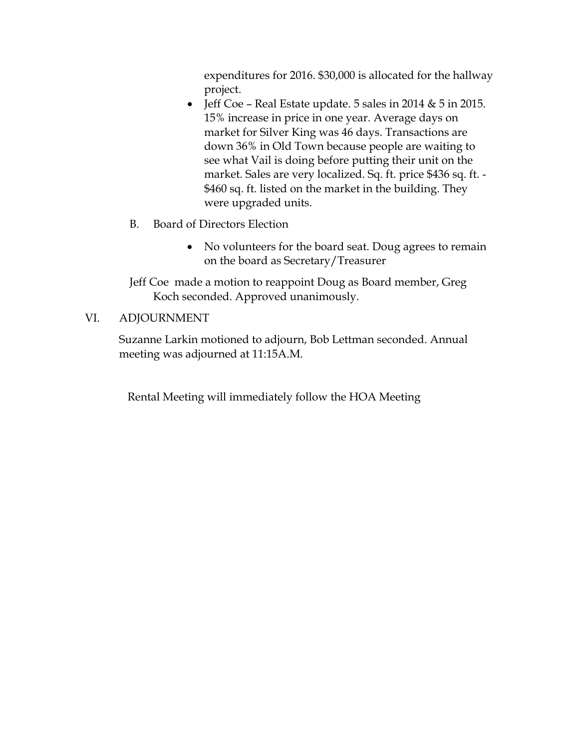expenditures for 2016. $30,000 is allocated for the hallway project.

- Jeff Coe – Real Estate update. 5 sales in 2014 & 5 in 2015. 15% increase in price in one year. Average days on market for Silver King was 46 days. Transactions are down 36% in Old Town because people are waiting to see what Vail is doing before putting their unit on the market. Sales are very localized. Sq. ft. price $436 sq. ft. - $460 sq. ft. listed on the market in the building. They were upgraded units.

B. Board of Directors Election

- No volunteers for the board seat. Doug agrees to remain on the board as Secretary/Treasurer

Jeff Coe made a motion to reappoint Doug as Board member, Greg Koch seconded. Approved unanimously.

VI. ADJOURNMENT

Suzanne Larkin motioned to adjourn, Bob Lettman seconded. Annual meeting was adjourned at 11:15A.M.

Rental Meeting will immediately follow the HOA Meeting